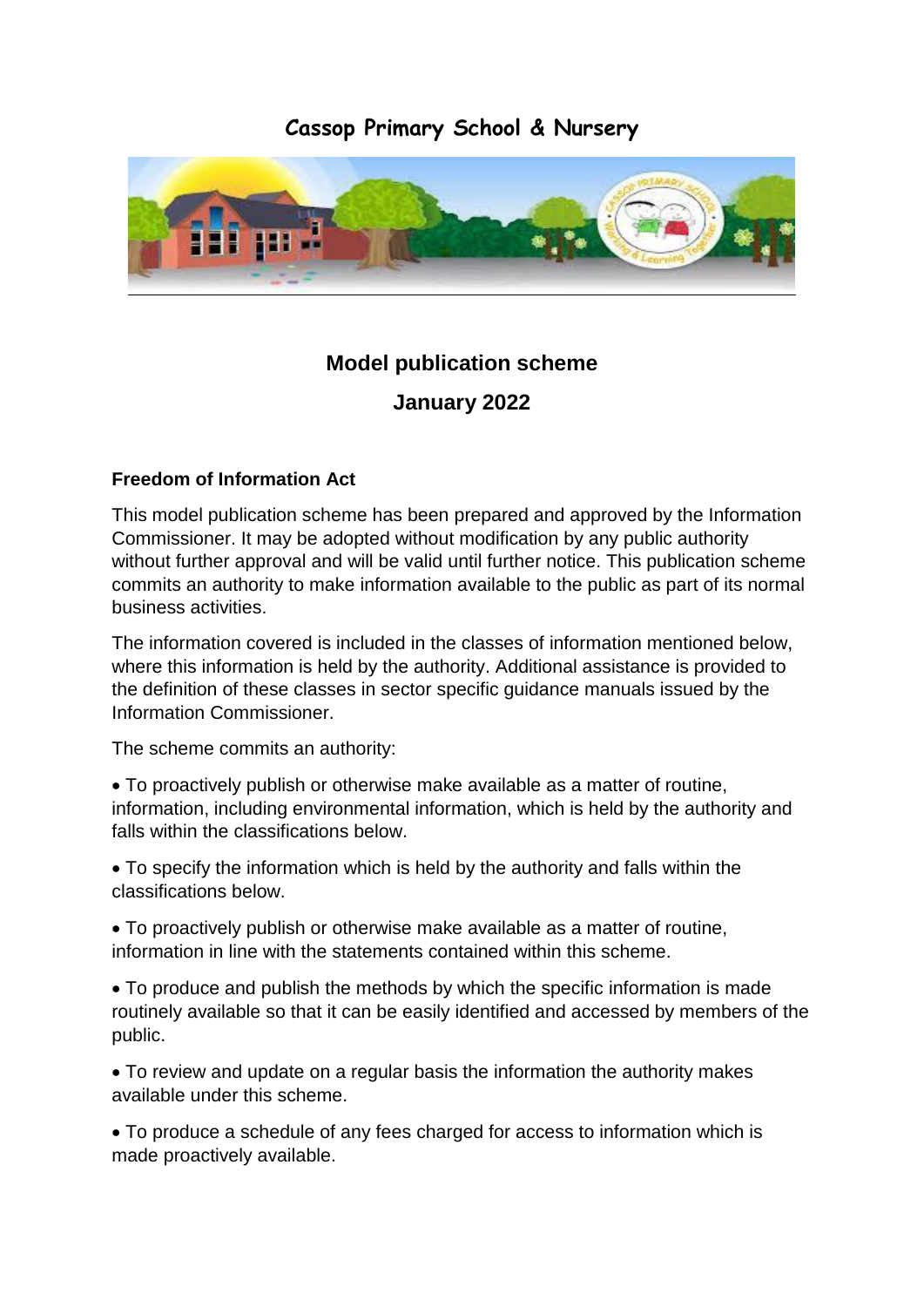# Cassop Primary School & Nursery

## Model publication scheme

## January 2022

### Freedom of Information Act

This model publication scheme has been prepared and approved by the Information Commissioner. It may be adopted without modification by any public authority without further approval and will be valid until further notice. This publication scheme commits an authority to make information available to the public as part of its normal business activities.

The information covered is included in the classes of information mentioned below, where this information is held by the authority. Additional assistance is provided to the definition of these classes in sector specific guidance manuals issued by the Information Commissioner.

The scheme commits an authority:

- To proactively publish or otherwise make available as a matter of routine, information, including environmental information, which is held by the authority and falls within the classifications below.
- To specify the information which is held by the authority and falls within the classifications below.
- To proactively publish or otherwise make available as a matter of routine, information in line with the statements contained within this scheme.
- To produce and publish the methods by which the specific information is made routinely available so that it can be easily identified and accessed by members of the public.
- To review and update on a regular basis the information the authority makes available under this scheme.
- To produce a schedule of any fees charged for access to information which is made proactively available.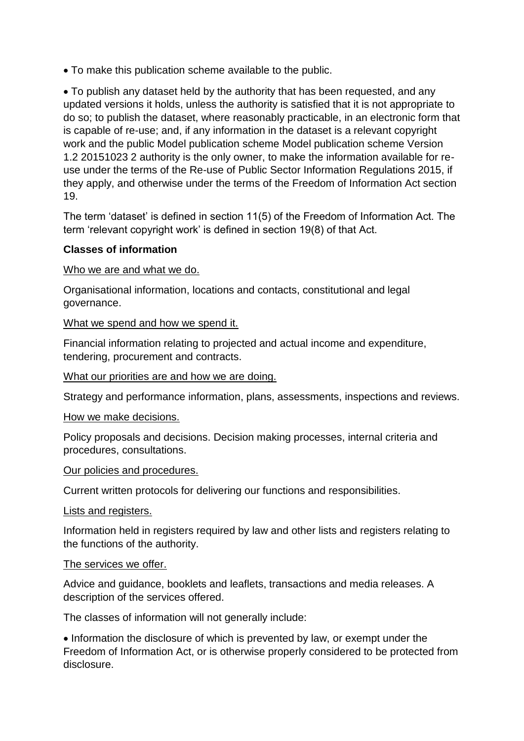- To make this publication scheme available to the public.
- To publish any dataset held by the authority that has been requested, and any updated versions it holds, unless the authority is satisfied that it is not appropriate to do so; to publish the dataset, where reasonably practicable, in an electronic form that is capable of re-use; and, if any information in the dataset is a relevant copyright work and the public Model publication scheme Model publication scheme Version 1.2 20151023 2 authority is the only owner, to make the information available for re-use under the terms of the Re-use of Public Sector Information Regulations 2015, if they apply, and otherwise under the terms of the Freedom of Information Act section 19.

The term 'dataset' is defined in section 11(5) of the Freedom of Information Act. The term 'relevant copyright work' is defined in section 19(8) of that Act.

**Classes of information**

Who we are and what we do.

Organisational information, locations and contacts, constitutional and legal governance.

What we spend and how we spend it.

Financial information relating to projected and actual income and expenditure, tendering, procurement and contracts.

What our priorities are and how we are doing.

Strategy and performance information, plans, assessments, inspections and reviews.

How we make decisions.

Policy proposals and decisions. Decision making processes, internal criteria and procedures, consultations.

Our policies and procedures.

Current written protocols for delivering our functions and responsibilities.

Lists and registers.

Information held in registers required by law and other lists and registers relating to the functions of the authority.

The services we offer.

Advice and guidance, booklets and leaflets, transactions and media releases. A description of the services offered.

The classes of information will not generally include:

- Information the disclosure of which is prevented by law, or exempt under the Freedom of Information Act, or is otherwise properly considered to be protected from disclosure.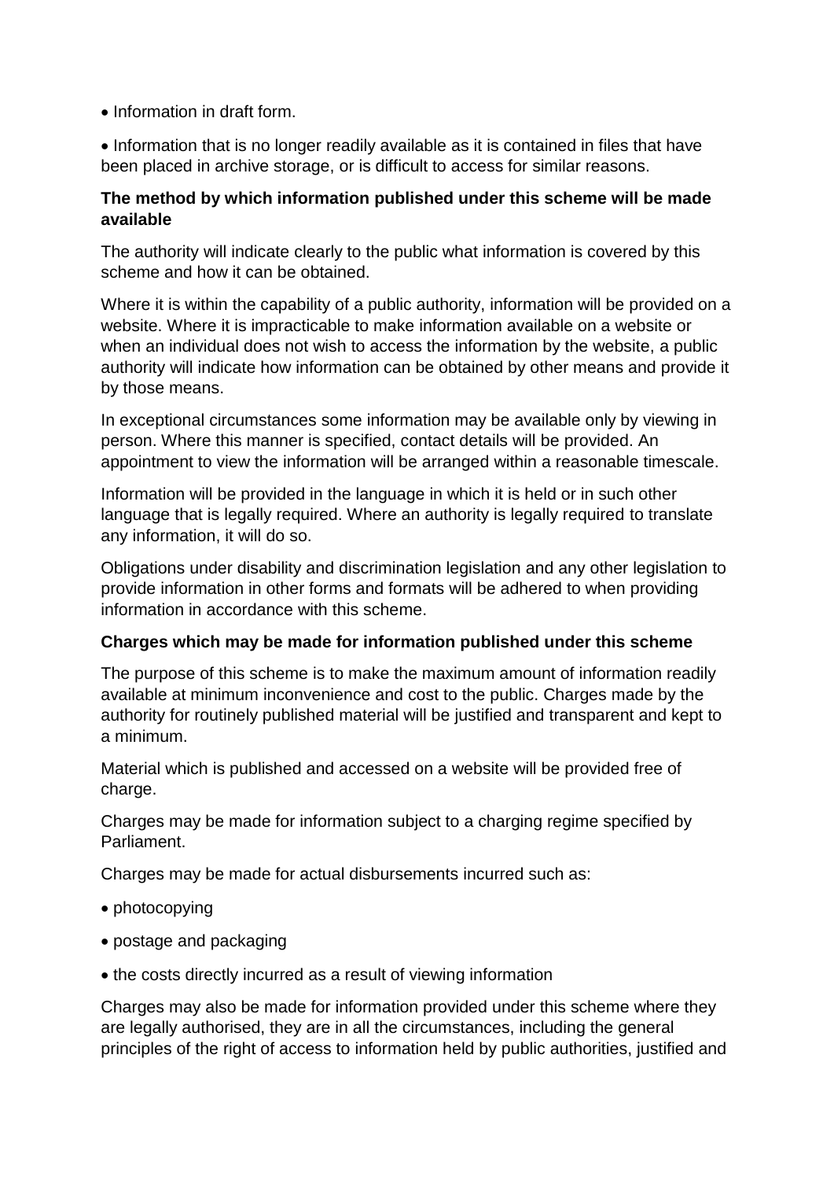- Information in draft form.
- Information that is no longer readily available as it is contained in files that have been placed in archive storage, or is difficult to access for similar reasons.

**The method by which information published under this scheme will be made available**

The authority will indicate clearly to the public what information is covered by this scheme and how it can be obtained.

Where it is within the capability of a public authority, information will be provided on a website. Where it is impracticable to make information available on a website or when an individual does not wish to access the information by the website, a public authority will indicate how information can be obtained by other means and provide it by those means.

In exceptional circumstances some information may be available only by viewing in person. Where this manner is specified, contact details will be provided. An appointment to view the information will be arranged within a reasonable timescale.

Information will be provided in the language in which it is held or in such other language that is legally required. Where an authority is legally required to translate any information, it will do so.

Obligations under disability and discrimination legislation and any other legislation to provide information in other forms and formats will be adhered to when providing information in accordance with this scheme.

**Charges which may be made for information published under this scheme**

The purpose of this scheme is to make the maximum amount of information readily available at minimum inconvenience and cost to the public. Charges made by the authority for routinely published material will be justified and transparent and kept to a minimum.

Material which is published and accessed on a website will be provided free of charge.

Charges may be made for information subject to a charging regime specified by Parliament.

Charges may be made for actual disbursements incurred such as:

- photocopying
- postage and packaging
- the costs directly incurred as a result of viewing information

Charges may also be made for information provided under this scheme where they are legally authorised, they are in all the circumstances, including the general principles of the right of access to information held by public authorities, justified and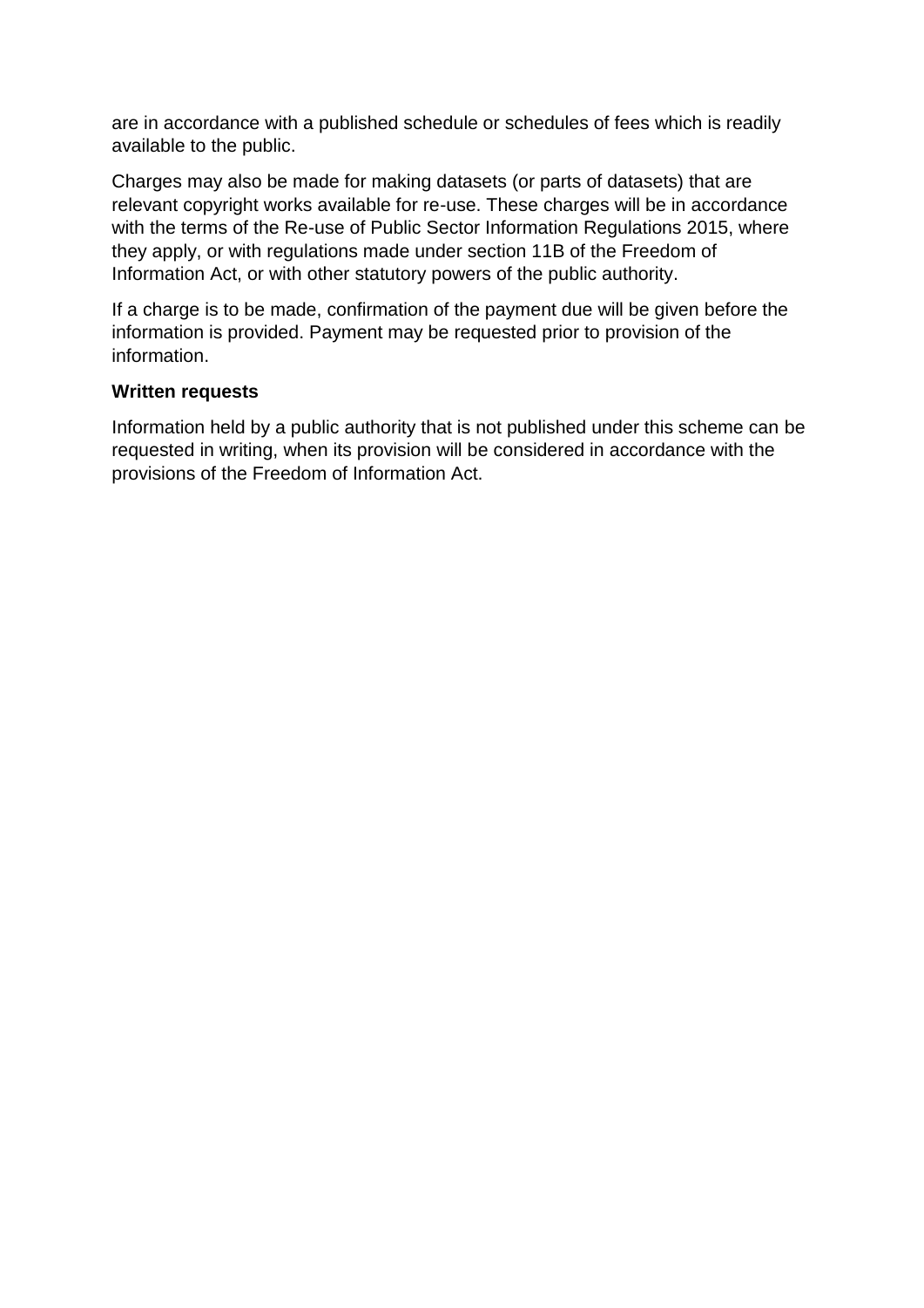are in accordance with a published schedule or schedules of fees which is readily available to the public.

Charges may also be made for making datasets (or parts of datasets) that are relevant copyright works available for re-use. These charges will be in accordance with the terms of the Re-use of Public Sector Information Regulations 2015, where they apply, or with regulations made under section 11B of the Freedom of Information Act, or with other statutory powers of the public authority.

If a charge is to be made, confirmation of the payment due will be given before the information is provided. Payment may be requested prior to provision of the information.

**Written requests**

Information held by a public authority that is not published under this scheme can be requested in writing, when its provision will be considered in accordance with the provisions of the Freedom of Information Act.